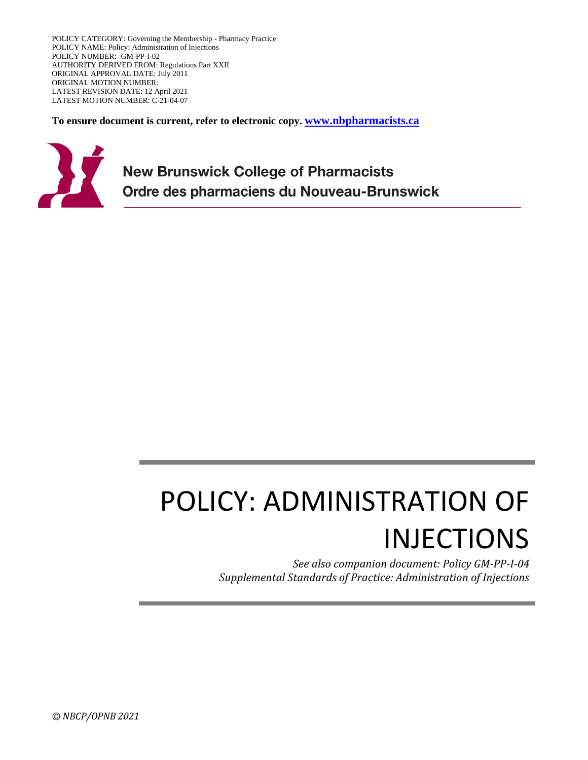POLICY CATEGORY: Governing the Membership - Pharmacy Practice
POLICY NAME: Policy: Administration of Injections
POLICY NUMBER: GM-PP-I-02
AUTHORITY DERIVED FROM: Regulations Part XXII
ORIGINAL APPROVAL DATE: July 2011
ORIGINAL MOTION NUMBER:
LATEST REVISION DATE: 12 April 2021
LATEST MOTION NUMBER: C-21-04-07

**To ensure document is current, refer to electronic copy. [www.nbpharmacists.ca](http://www.nbpharmacists.ca)**

**New Brunswick College of Pharmacists**
**Ordre des pharmaciens du Nouveau-Brunswick**

# POLICY: ADMINISTRATION OF INJECTIONS

*See also companion document: Policy GM-PP-I-04*
*Supplemental Standards of Practice: Administration of Injections*

*© NBCP/OPNB 2021*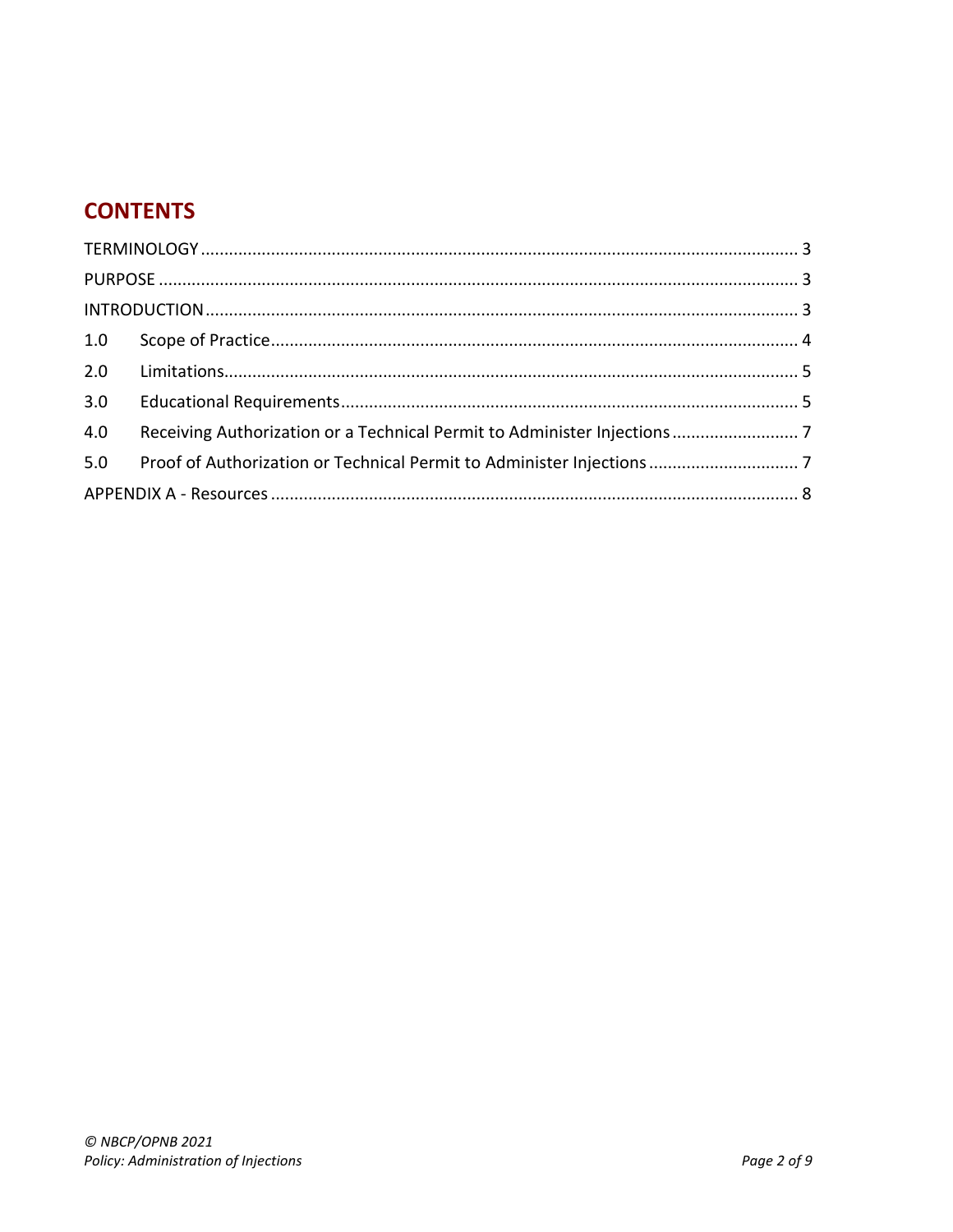## CONTENTS

| | | |
|---|---|---|
| TERMINOLOGY | | 3 |
| PURPOSE | | 3 |
| INTRODUCTION | | 3 |
| 1.0 | Scope of Practice | 4 |
| 2.0 | Limitations | 5 |
| 3.0 | Educational Requirements | 5 |
| 4.0 | Receiving Authorization or a Technical Permit to Administer Injections | 7 |
| 5.0 | Proof of Authorization or Technical Permit to Administer Injections | 7 |
| APPENDIX A - Resources | | 8 |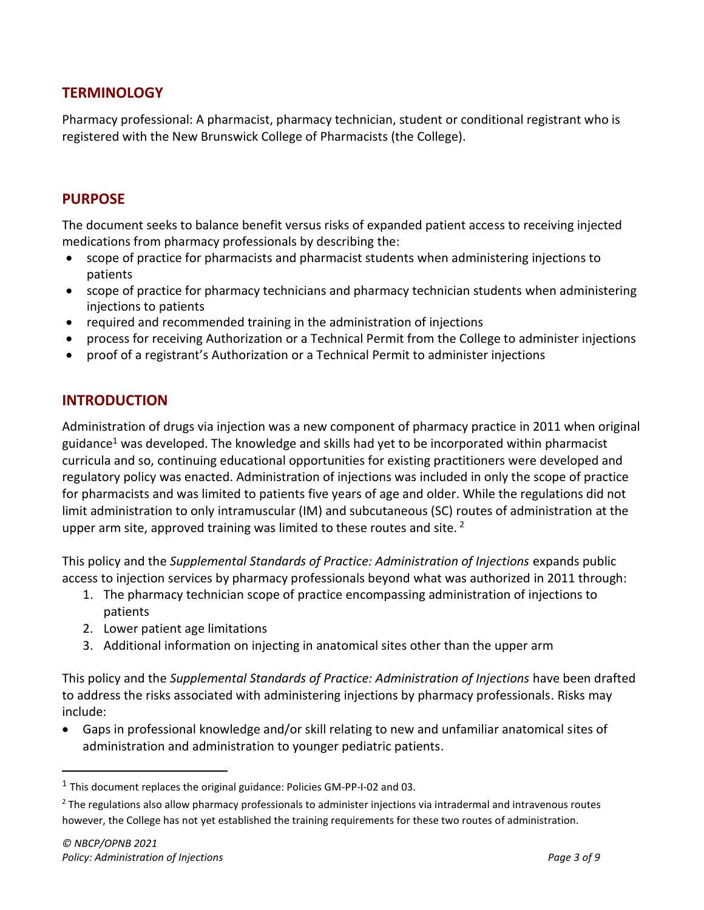## TERMINOLOGY

Pharmacy professional: A pharmacist, pharmacy technician, student or conditional registrant who is registered with the New Brunswick College of Pharmacists (the College).

## PURPOSE

The document seeks to balance benefit versus risks of expanded patient access to receiving injected medications from pharmacy professionals by describing the:

- scope of practice for pharmacists and pharmacist students when administering injections to patients
- scope of practice for pharmacy technicians and pharmacy technician students when administering injections to patients
- required and recommended training in the administration of injections
- process for receiving Authorization or a Technical Permit from the College to administer injections
- proof of a registrant's Authorization or a Technical Permit to administer injections

## INTRODUCTION

Administration of drugs via injection was a new component of pharmacy practice in 2011 when original guidance[1] was developed. The knowledge and skills had yet to be incorporated within pharmacist curricula and so, continuing educational opportunities for existing practitioners were developed and regulatory policy was enacted. Administration of injections was included in only the scope of practice for pharmacists and was limited to patients five years of age and older. While the regulations did not limit administration to only intramuscular (IM) and subcutaneous (SC) routes of administration at the upper arm site, approved training was limited to these routes and site. [2]

This policy and the *Supplemental Standards of Practice: Administration of Injections* expands public access to injection services by pharmacy professionals beyond what was authorized in 2011 through:

1. The pharmacy technician scope of practice encompassing administration of injections to patients
2. Lower patient age limitations
3. Additional information on injecting in anatomical sites other than the upper arm

This policy and the *Supplemental Standards of Practice: Administration of Injections* have been drafted to address the risks associated with administering injections by pharmacy professionals. Risks may include:

- Gaps in professional knowledge and/or skill relating to new and unfamiliar anatomical sites of administration and administration to younger pediatric patients.

---

[1] This document replaces the original guidance: Policies GM-PP-I-02 and 03.

[2] The regulations also allow pharmacy professionals to administer injections via intradermal and intravenous routes however, the College has not yet established the training requirements for these two routes of administration.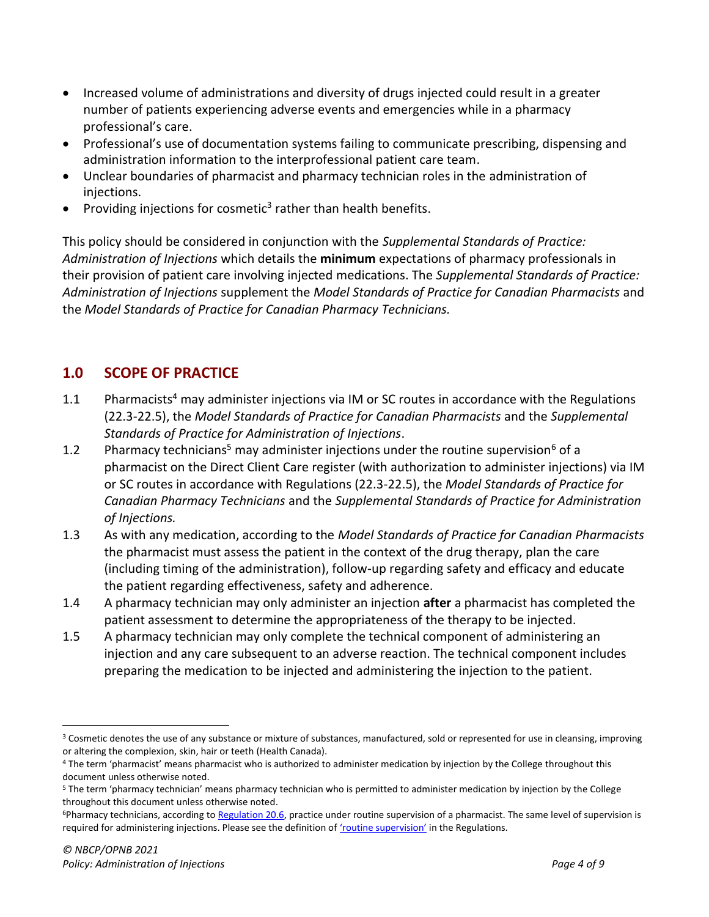- Increased volume of administrations and diversity of drugs injected could result in a greater number of patients experiencing adverse events and emergencies while in a pharmacy professional's care.
- Professional's use of documentation systems failing to communicate prescribing, dispensing and administration information to the interprofessional patient care team.
- Unclear boundaries of pharmacist and pharmacy technician roles in the administration of injections.
- Providing injections for cosmetic[3] rather than health benefits.

This policy should be considered in conjunction with the *Supplemental Standards of Practice: Administration of Injections* which details the **minimum** expectations of pharmacy professionals in their provision of patient care involving injected medications. The *Supplemental Standards of Practice: Administration of Injections* supplement the *Model Standards of Practice for Canadian Pharmacists* and the *Model Standards of Practice for Canadian Pharmacy Technicians.*

## 1.0 SCOPE OF PRACTICE

1.1 Pharmacists[4] may administer injections via IM or SC routes in accordance with the Regulations (22.3-22.5), the *Model Standards of Practice for Canadian Pharmacists* and the *Supplemental Standards of Practice for Administration of Injections*.

1.2 Pharmacy technicians[5] may administer injections under the routine supervision[6] of a pharmacist on the Direct Client Care register (with authorization to administer injections) via IM or SC routes in accordance with Regulations (22.3-22.5), the *Model Standards of Practice for Canadian Pharmacy Technicians* and the *Supplemental Standards of Practice for Administration of Injections.*

1.3 As with any medication, according to the *Model Standards of Practice for Canadian Pharmacists* the pharmacist must assess the patient in the context of the drug therapy, plan the care (including timing of the administration), follow-up regarding safety and efficacy and educate the patient regarding effectiveness, safety and adherence.

1.4 A pharmacy technician may only administer an injection **after** a pharmacist has completed the patient assessment to determine the appropriateness of the therapy to be injected.

1.5 A pharmacy technician may only complete the technical component of administering an injection and any care subsequent to an adverse reaction. The technical component includes preparing the medication to be injected and administering the injection to the patient.

---

[3] Cosmetic denotes the use of any substance or mixture of substances, manufactured, sold or represented for use in cleansing, improving or altering the complexion, skin, hair or teeth (Health Canada).

[4] The term 'pharmacist' means pharmacist who is authorized to administer medication by injection by the College throughout this document unless otherwise noted.

[5] The term 'pharmacy technician' means pharmacy technician who is permitted to administer medication by injection by the College throughout this document unless otherwise noted.

[6] Pharmacy technicians, according to Regulation 20.6, practice under routine supervision of a pharmacist. The same level of supervision is required for administering injections. Please see the definition of 'routine supervision' in the Regulations.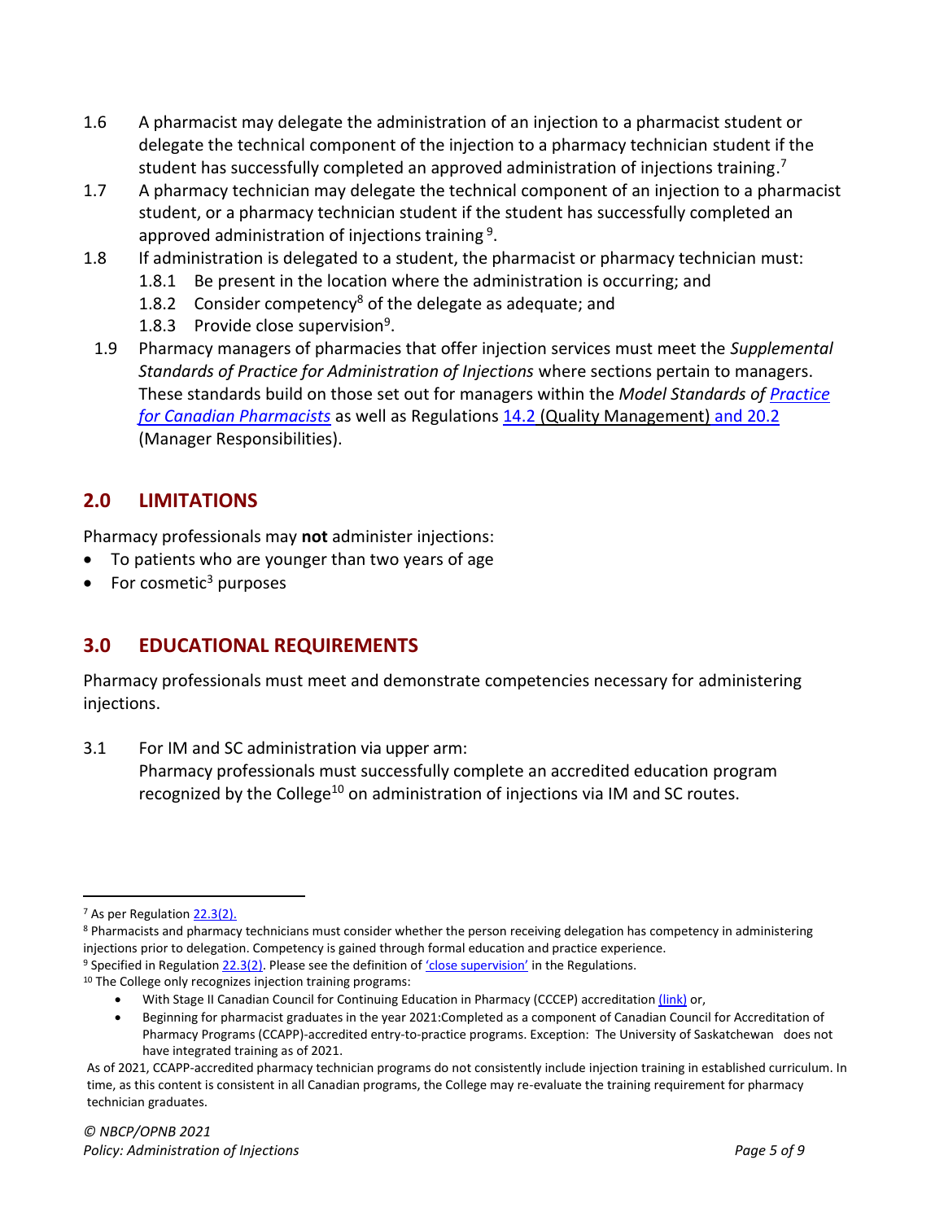1.6 A pharmacist may delegate the administration of an injection to a pharmacist student or delegate the technical component of the injection to a pharmacy technician student if the student has successfully completed an approved administration of injections training.[7]

1.7 A pharmacy technician may delegate the technical component of an injection to a pharmacist student, or a pharmacy technician student if the student has successfully completed an approved administration of injections training [9].

1.8 If administration is delegated to a student, the pharmacist or pharmacy technician must:

- 1.8.1 Be present in the location where the administration is occurring; and
- 1.8.2 Consider competency[8] of the delegate as adequate; and
- 1.8.3 Provide close supervision[9].

1.9 Pharmacy managers of pharmacies that offer injection services must meet the *Supplemental Standards of Practice for Administration of Injections* where sections pertain to managers. These standards build on those set out for managers within the *Model Standards of Practice for Canadian Pharmacists* as well as Regulations 14.2 (Quality Management) and 20.2 (Manager Responsibilities).

## 2.0 LIMITATIONS

Pharmacy professionals may **not** administer injections:

- To patients who are younger than two years of age
- For cosmetic[3] purposes

## 3.0 EDUCATIONAL REQUIREMENTS

Pharmacy professionals must meet and demonstrate competencies necessary for administering injections.

3.1 For IM and SC administration via upper arm:
Pharmacy professionals must successfully complete an accredited education program recognized by the College[10] on administration of injections via IM and SC routes.

---

[7] As per Regulation 22.3(2).

[8] Pharmacists and pharmacy technicians must consider whether the person receiving delegation has competency in administering injections prior to delegation. Competency is gained through formal education and practice experience.

[9] Specified in Regulation 22.3(2). Please see the definition of 'close supervision' in the Regulations.

[10] The College only recognizes injection training programs:

- With Stage II Canadian Council for Continuing Education in Pharmacy (CCCEP) accreditation (link) or,
- Beginning for pharmacist graduates in the year 2021:Completed as a component of Canadian Council for Accreditation of Pharmacy Programs (CCAPP)-accredited entry-to-practice programs. Exception: The University of Saskatchewan does not have integrated training as of 2021.

As of 2021, CCAPP-accredited pharmacy technician programs do not consistently include injection training in established curriculum. In time, as this content is consistent in all Canadian programs, the College may re-evaluate the training requirement for pharmacy technician graduates.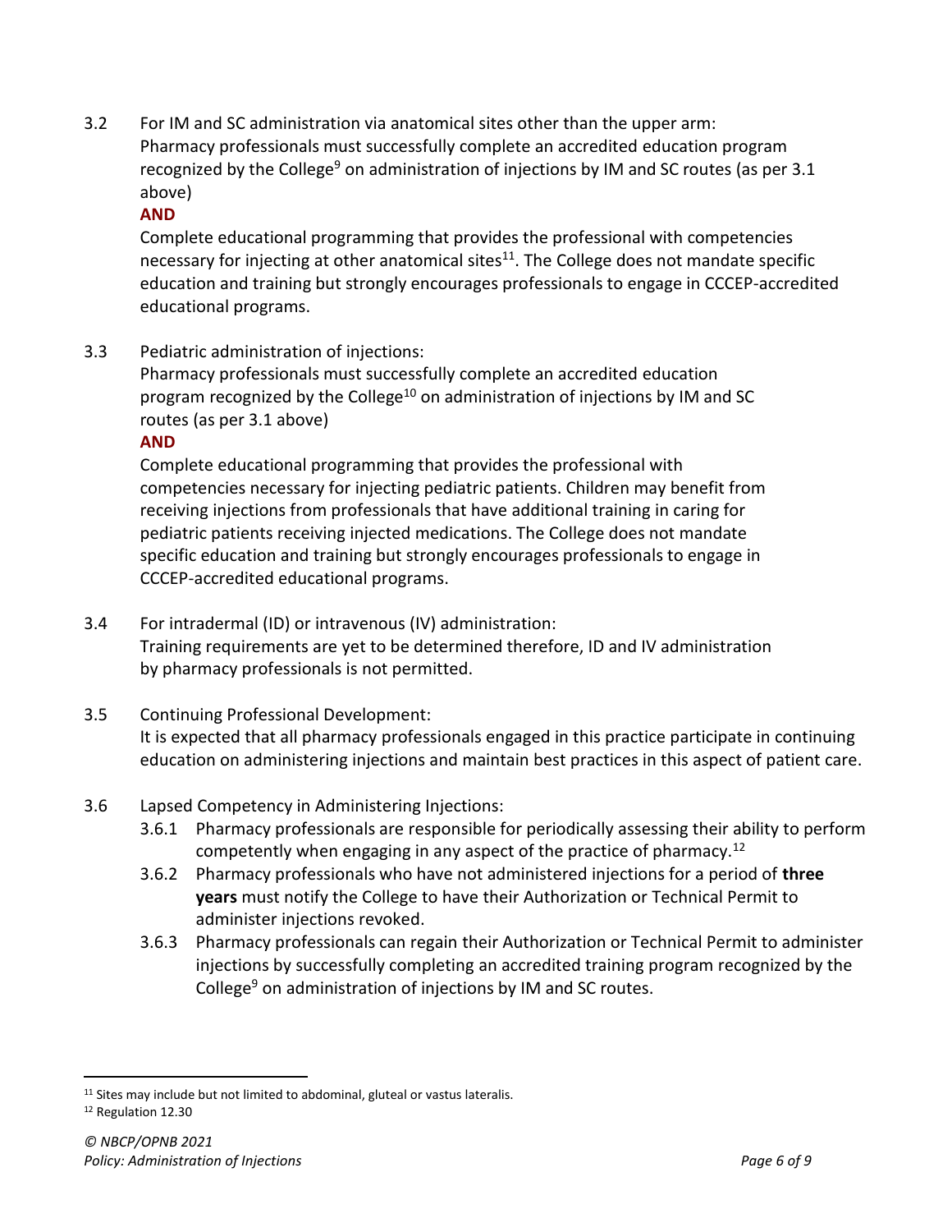3.2 For IM and SC administration via anatomical sites other than the upper arm:
Pharmacy professionals must successfully complete an accredited education program recognized by the College[9] on administration of injections by IM and SC routes (as per 3.1 above)

**AND**

Complete educational programming that provides the professional with competencies necessary for injecting at other anatomical sites[11]. The College does not mandate specific education and training but strongly encourages professionals to engage in CCCEP-accredited educational programs.

3.3 Pediatric administration of injections:
Pharmacy professionals must successfully complete an accredited education program recognized by the College[10] on administration of injections by IM and SC routes (as per 3.1 above)

**AND**

Complete educational programming that provides the professional with competencies necessary for injecting pediatric patients. Children may benefit from receiving injections from professionals that have additional training in caring for pediatric patients receiving injected medications. The College does not mandate specific education and training but strongly encourages professionals to engage in CCCEP-accredited educational programs.

3.4 For intradermal (ID) or intravenous (IV) administration:
Training requirements are yet to be determined therefore, ID and IV administration by pharmacy professionals is not permitted.

3.5 Continuing Professional Development:
It is expected that all pharmacy professionals engaged in this practice participate in continuing education on administering injections and maintain best practices in this aspect of patient care.

3.6 Lapsed Competency in Administering Injections:

- 3.6.1 Pharmacy professionals are responsible for periodically assessing their ability to perform competently when engaging in any aspect of the practice of pharmacy.[12]
- 3.6.2 Pharmacy professionals who have not administered injections for a period of **three years** must notify the College to have their Authorization or Technical Permit to administer injections revoked.
- 3.6.3 Pharmacy professionals can regain their Authorization or Technical Permit to administer injections by successfully completing an accredited training program recognized by the College[9] on administration of injections by IM and SC routes.

---

[11] Sites may include but not limited to abdominal, gluteal or vastus lateralis.

[12] Regulation 12.30

*© NBCP/OPNB 2021*
*Policy: Administration of Injections*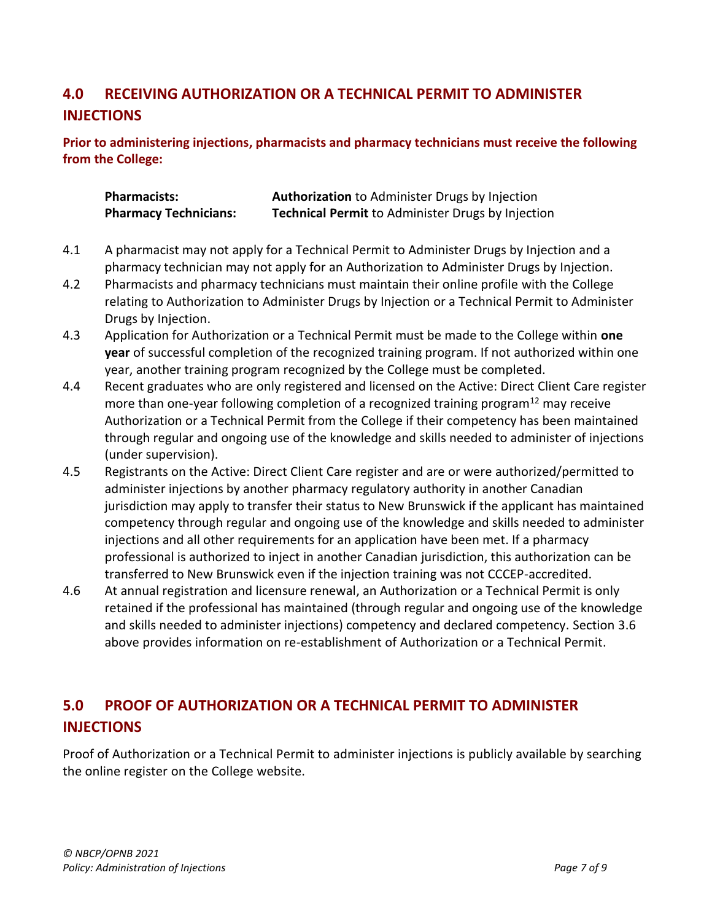## 4.0 RECEIVING AUTHORIZATION OR A TECHNICAL PERMIT TO ADMINISTER INJECTIONS

**Prior to administering injections, pharmacists and pharmacy technicians must receive the following from the College:**

| | |
|---|---|
| **Pharmacists:** | **Authorization** to Administer Drugs by Injection |
| **Pharmacy Technicians:** | **Technical Permit** to Administer Drugs by Injection |

4.1 A pharmacist may not apply for a Technical Permit to Administer Drugs by Injection and a pharmacy technician may not apply for an Authorization to Administer Drugs by Injection.

4.2 Pharmacists and pharmacy technicians must maintain their online profile with the College relating to Authorization to Administer Drugs by Injection or a Technical Permit to Administer Drugs by Injection.

4.3 Application for Authorization or a Technical Permit must be made to the College within **one year** of successful completion of the recognized training program. If not authorized within one year, another training program recognized by the College must be completed.

4.4 Recent graduates who are only registered and licensed on the Active: Direct Client Care register more than one-year following completion of a recognized training program[12] may receive Authorization or a Technical Permit from the College if their competency has been maintained through regular and ongoing use of the knowledge and skills needed to administer of injections (under supervision).

4.5 Registrants on the Active: Direct Client Care register and are or were authorized/permitted to administer injections by another pharmacy regulatory authority in another Canadian jurisdiction may apply to transfer their status to New Brunswick if the applicant has maintained competency through regular and ongoing use of the knowledge and skills needed to administer injections and all other requirements for an application have been met. If a pharmacy professional is authorized to inject in another Canadian jurisdiction, this authorization can be transferred to New Brunswick even if the injection training was not CCCEP-accredited.

4.6 At annual registration and licensure renewal, an Authorization or a Technical Permit is only retained if the professional has maintained (through regular and ongoing use of the knowledge and skills needed to administer injections) competency and declared competency. Section 3.6 above provides information on re-establishment of Authorization or a Technical Permit.

## 5.0 PROOF OF AUTHORIZATION OR A TECHNICAL PERMIT TO ADMINISTER INJECTIONS

Proof of Authorization or a Technical Permit to administer injections is publicly available by searching the online register on the College website.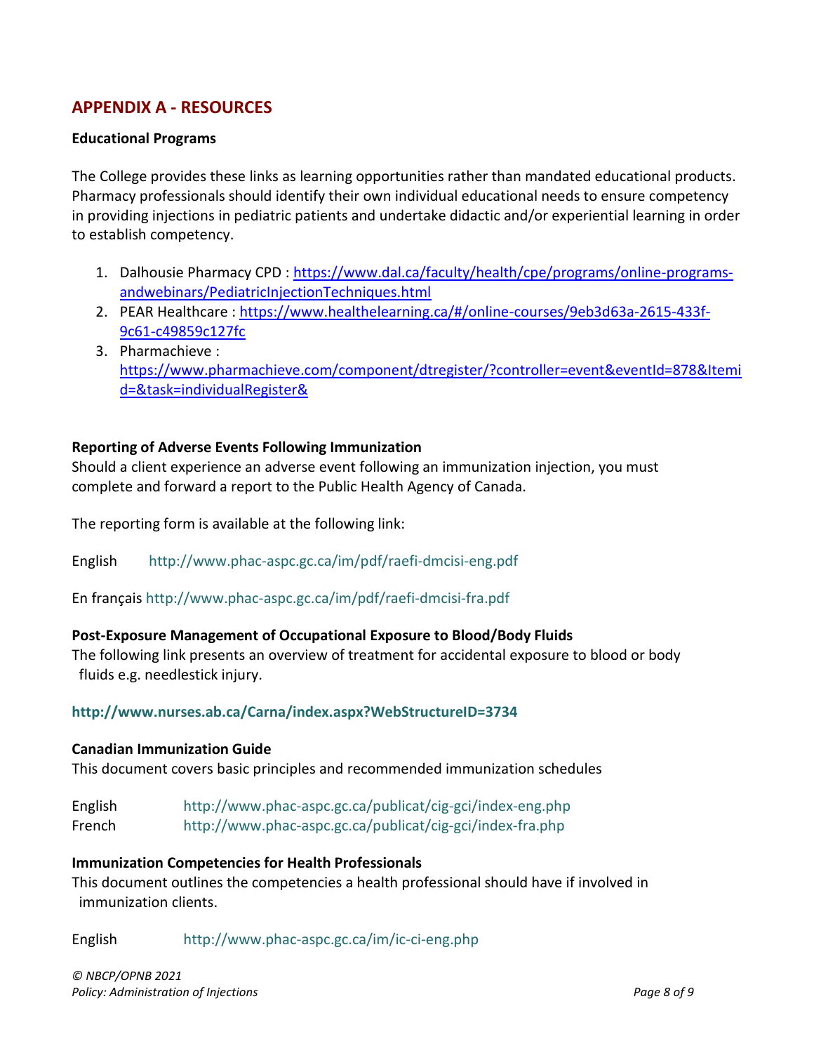## APPENDIX A - RESOURCES

**Educational Programs**

The College provides these links as learning opportunities rather than mandated educational products. Pharmacy professionals should identify their own individual educational needs to ensure competency in providing injections in pediatric patients and undertake didactic and/or experiential learning in order to establish competency.

1. Dalhousie Pharmacy CPD : https://www.dal.ca/faculty/health/cpe/programs/online-programs-andwebinars/PediatricInjectionTechniques.html
2. PEAR Healthcare : https://www.healthelearning.ca/#/online-courses/9eb3d63a-2615-433f-9c61-c49859c127fc
3. Pharmachieve : https://www.pharmachieve.com/component/dtregister/?controller=event&eventId=878&Itemid=&task=individualRegister&

**Reporting of Adverse Events Following Immunization**

Should a client experience an adverse event following an immunization injection, you must complete and forward a report to the Public Health Agency of Canada.

The reporting form is available at the following link:

English http://www.phac-aspc.gc.ca/im/pdf/raefi-dmcisi-eng.pdf

En français http://www.phac-aspc.gc.ca/im/pdf/raefi-dmcisi-fra.pdf

**Post-Exposure Management of Occupational Exposure to Blood/Body Fluids**

The following link presents an overview of treatment for accidental exposure to blood or body fluids e.g. needlestick injury.

**http://www.nurses.ab.ca/Carna/index.aspx?WebStructureID=3734**

**Canadian Immunization Guide**

This document covers basic principles and recommended immunization schedules

English http://www.phac-aspc.gc.ca/publicat/cig-gci/index-eng.php

French http://www.phac-aspc.gc.ca/publicat/cig-gci/index-fra.php

**Immunization Competencies for Health Professionals**

This document outlines the competencies a health professional should have if involved in immunization clients.

English http://www.phac-aspc.gc.ca/im/ic-ci-eng.php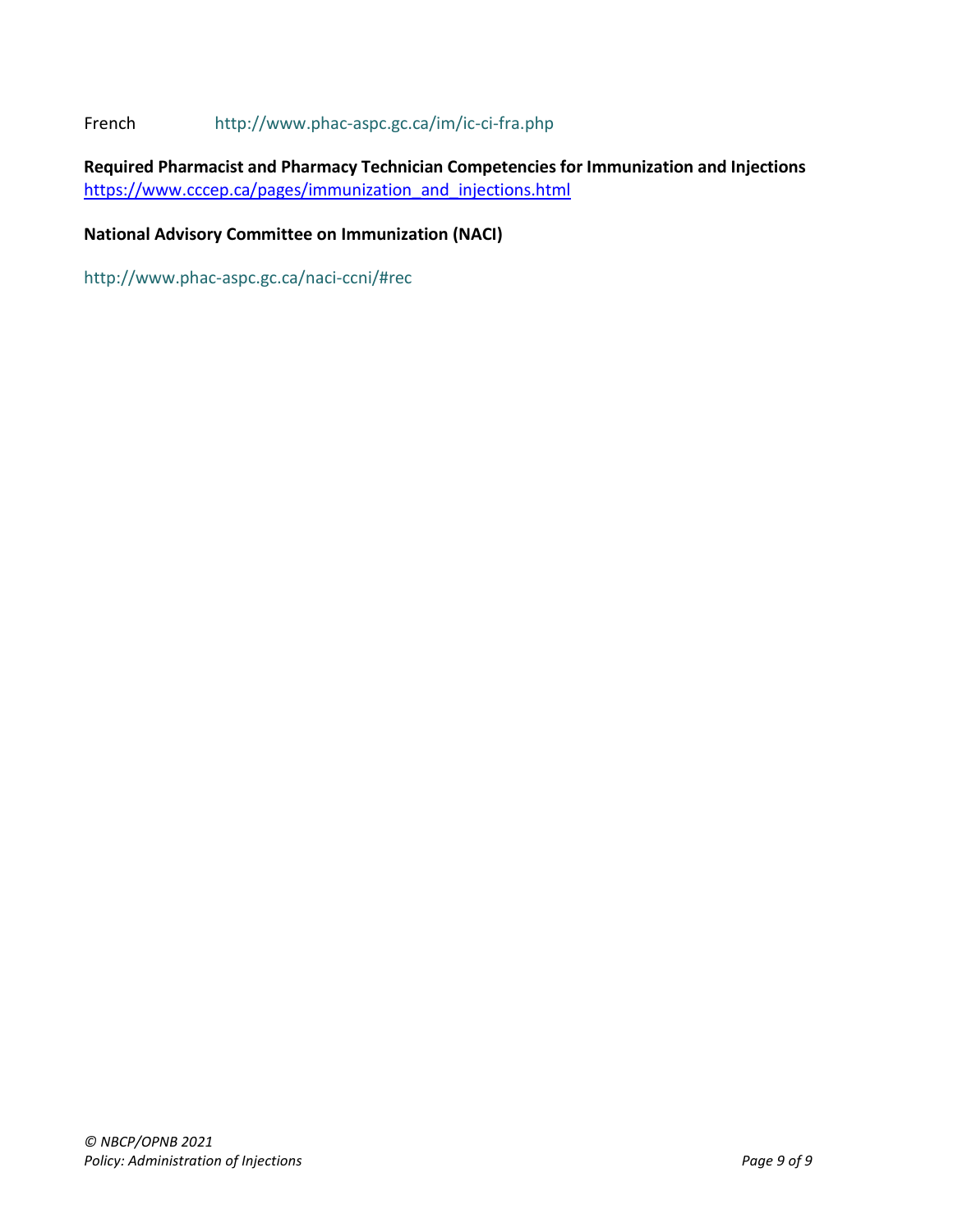French http://www.phac-aspc.gc.ca/im/ic-ci-fra.php

**Required Pharmacist and Pharmacy Technician Competencies for Immunization and Injections**
https://www.cccep.ca/pages/immunization_and_injections.html

**National Advisory Committee on Immunization (NACI)**

http://www.phac-aspc.gc.ca/naci-ccni/#rec